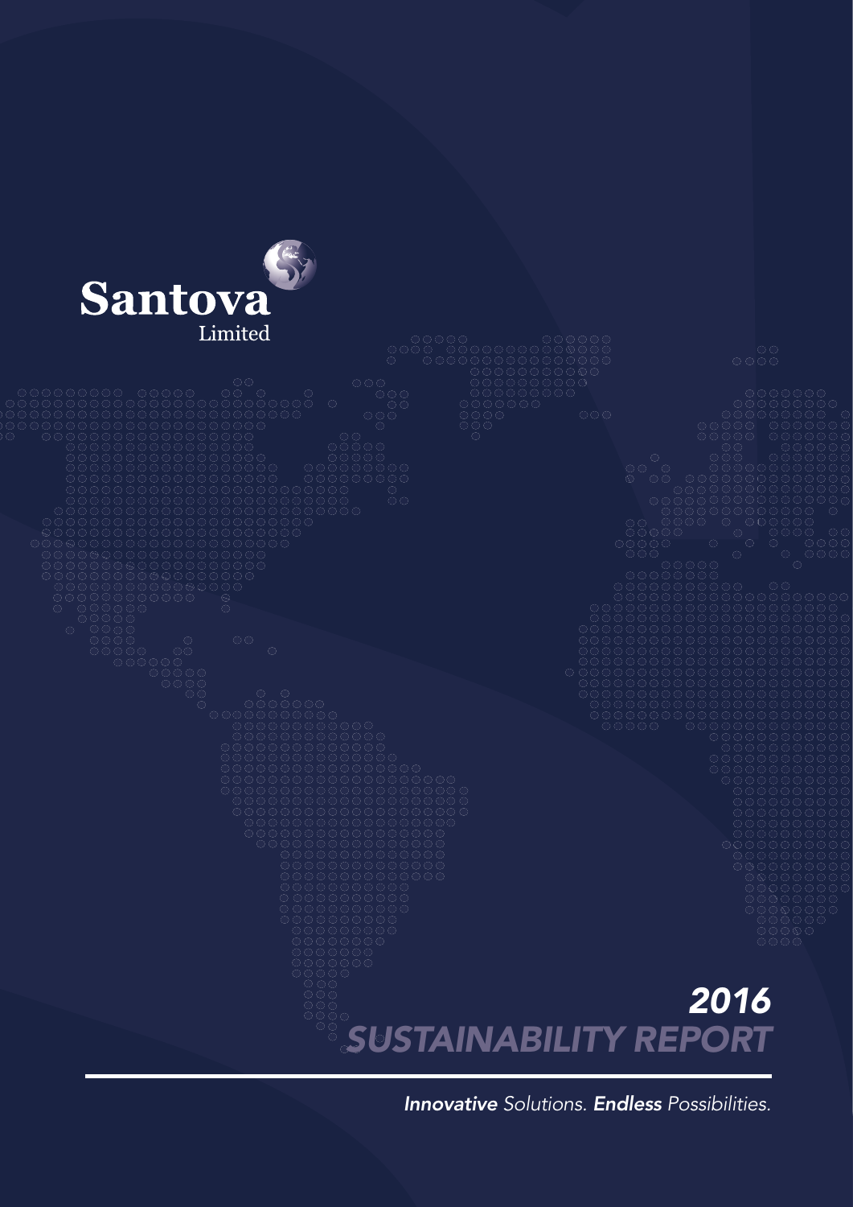Santova Limited

# 2016 SUSTAINABILITY REPORT

***Innovative** Solutions. **Endless** Possibilities.*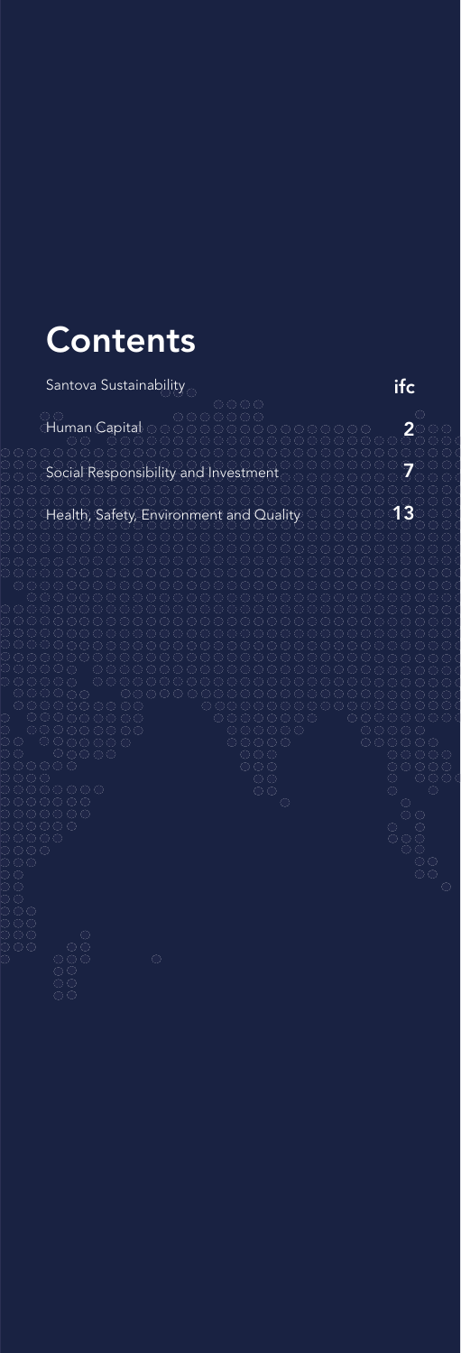# Contents

| | |
|---|---|
| Santova Sustainability | ifc |
| Human Capital | 2 |
| Social Responsibility and Investment | 7 |
| Health, Safety, Environment and Quality | 13 |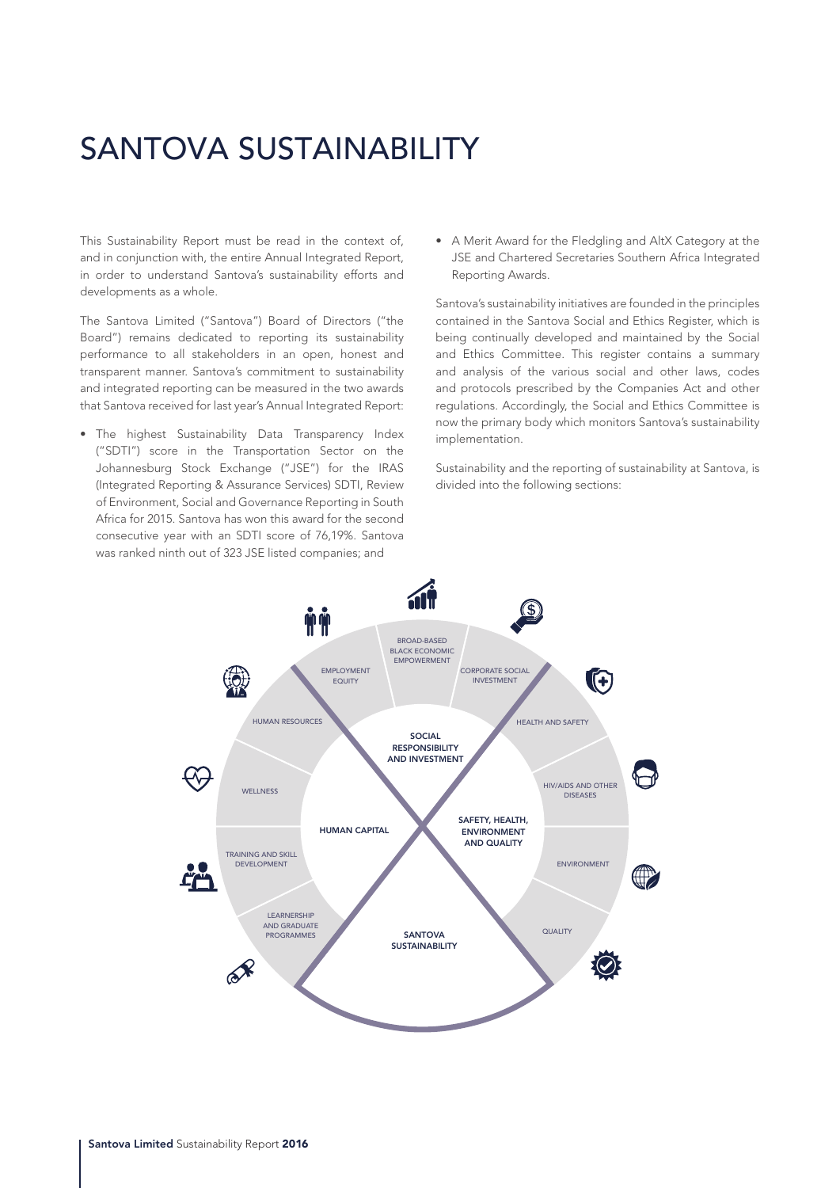# SANTOVA SUSTAINABILITY

This Sustainability Report must be read in the context of, and in conjunction with, the entire Annual Integrated Report, in order to understand Santova's sustainability efforts and developments as a whole.

The Santova Limited ("Santova") Board of Directors ("the Board") remains dedicated to reporting its sustainability performance to all stakeholders in an open, honest and transparent manner. Santova's commitment to sustainability and integrated reporting can be measured in the two awards that Santova received for last year's Annual Integrated Report:

- The highest Sustainability Data Transparency Index ("SDTI") score in the Transportation Sector on the Johannesburg Stock Exchange ("JSE") for the IRAS (Integrated Reporting & Assurance Services) SDTI, Review of Environment, Social and Governance Reporting in South Africa for 2015. Santova has won this award for the second consecutive year with an SDTI score of 76,19%. Santova was ranked ninth out of 323 JSE listed companies; and
- A Merit Award for the Fledgling and AltX Category at the JSE and Chartered Secretaries Southern Africa Integrated Reporting Awards.

Santova's sustainability initiatives are founded in the principles contained in the Santova Social and Ethics Register, which is being continually developed and maintained by the Social and Ethics Committee. This register contains a summary and analysis of the various social and other laws, codes and protocols prescribed by the Companies Act and other regulations. Accordingly, the Social and Ethics Committee is now the primary body which monitors Santova's sustainability implementation.

Sustainability and the reporting of sustainability at Santova, is divided into the following sections:

SOCIAL RESPONSIBILITY AND INVESTMENT
- BROAD-BASED BLACK ECONOMIC EMPOWERMENT
- CORPORATE SOCIAL INVESTMENT

SAFETY, HEALTH, ENVIRONMENT AND QUALITY
- HEALTH AND SAFETY
- HIV/AIDS AND OTHER DISEASES
- ENVIRONMENT
- QUALITY

HUMAN CAPITAL
- EMPLOYMENT EQUITY
- HUMAN RESOURCES
- WELLNESS
- TRAINING AND SKILL DEVELOPMENT
- LEARNERSHIP AND GRADUATE PROGRAMMES

SANTOVA SUSTAINABILITY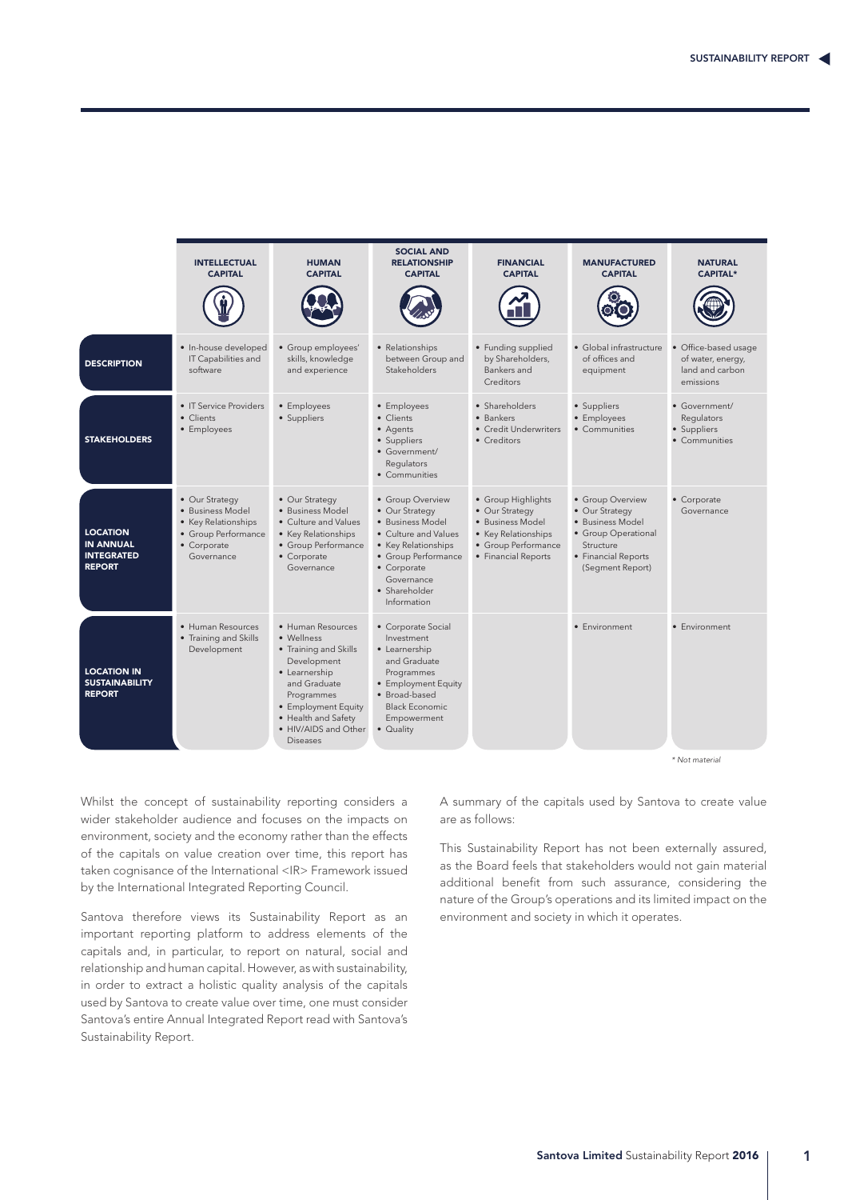| | INTELLECTUAL CAPITAL | HUMAN CAPITAL | SOCIAL AND RELATIONSHIP CAPITAL | FINANCIAL CAPITAL | MANUFACTURED CAPITAL | NATURAL CAPITAL* |
|---|---|---|---|---|---|---|
| **DESCRIPTION** | • In-house developed IT Capabilities and software | • Group employees' skills, knowledge and experience | • Relationships between Group and Stakeholders | • Funding supplied by Shareholders, Bankers and Creditors | • Global infrastructure of offices and equipment | • Office-based usage of water, energy, land and carbon emissions |
| **STAKEHOLDERS** | • IT Service Providers<br>• Clients<br>• Employees | • Employees<br>• Suppliers | • Employees<br>• Clients<br>• Agents<br>• Suppliers<br>• Government/ Regulators<br>• Communities | • Shareholders<br>• Bankers<br>• Credit Underwriters<br>• Creditors | • Suppliers<br>• Employees<br>• Communities | • Government/ Regulators<br>• Suppliers<br>• Communities |
| **LOCATION IN ANNUAL INTEGRATED REPORT** | • Our Strategy<br>• Business Model<br>• Key Relationships<br>• Group Performance<br>• Corporate Governance | • Our Strategy<br>• Business Model<br>• Culture and Values<br>• Key Relationships<br>• Group Performance<br>• Corporate Governance | • Group Overview<br>• Our Strategy<br>• Business Model<br>• Culture and Values<br>• Key Relationships<br>• Group Performance<br>• Corporate Governance<br>• Shareholder Information | • Group Highlights<br>• Our Strategy<br>• Business Model<br>• Key Relationships<br>• Group Performance<br>• Financial Reports | • Group Overview<br>• Our Strategy<br>• Business Model<br>• Group Operational Structure<br>• Financial Reports (Segment Report) | • Corporate Governance |
| **LOCATION IN SUSTAINABILITY REPORT** | • Human Resources<br>• Training and Skills Development | • Human Resources<br>• Wellness<br>• Training and Skills Development<br>• Learnership and Graduate Programmes<br>• Employment Equity<br>• Health and Safety<br>• HIV/AIDS and Other Diseases | • Corporate Social Investment<br>• Learnership and Graduate Programmes<br>• Employment Equity<br>• Broad-based Black Economic Empowerment<br>• Quality | | • Environment | • Environment |

*\* Not material*

Whilst the concept of sustainability reporting considers a wider stakeholder audience and focuses on the impacts on environment, society and the economy rather than the effects of the capitals on value creation over time, this report has taken cognisance of the International <IR> Framework issued by the International Integrated Reporting Council.

Santova therefore views its Sustainability Report as an important reporting platform to address elements of the capitals and, in particular, to report on natural, social and relationship and human capital. However, as with sustainability, in order to extract a holistic quality analysis of the capitals used by Santova to create value over time, one must consider Santova's entire Annual Integrated Report read with Santova's Sustainability Report.

A summary of the capitals used by Santova to create value are as follows:

This Sustainability Report has not been externally assured, as the Board feels that stakeholders would not gain material additional benefit from such assurance, considering the nature of the Group's operations and its limited impact on the environment and society in which it operates.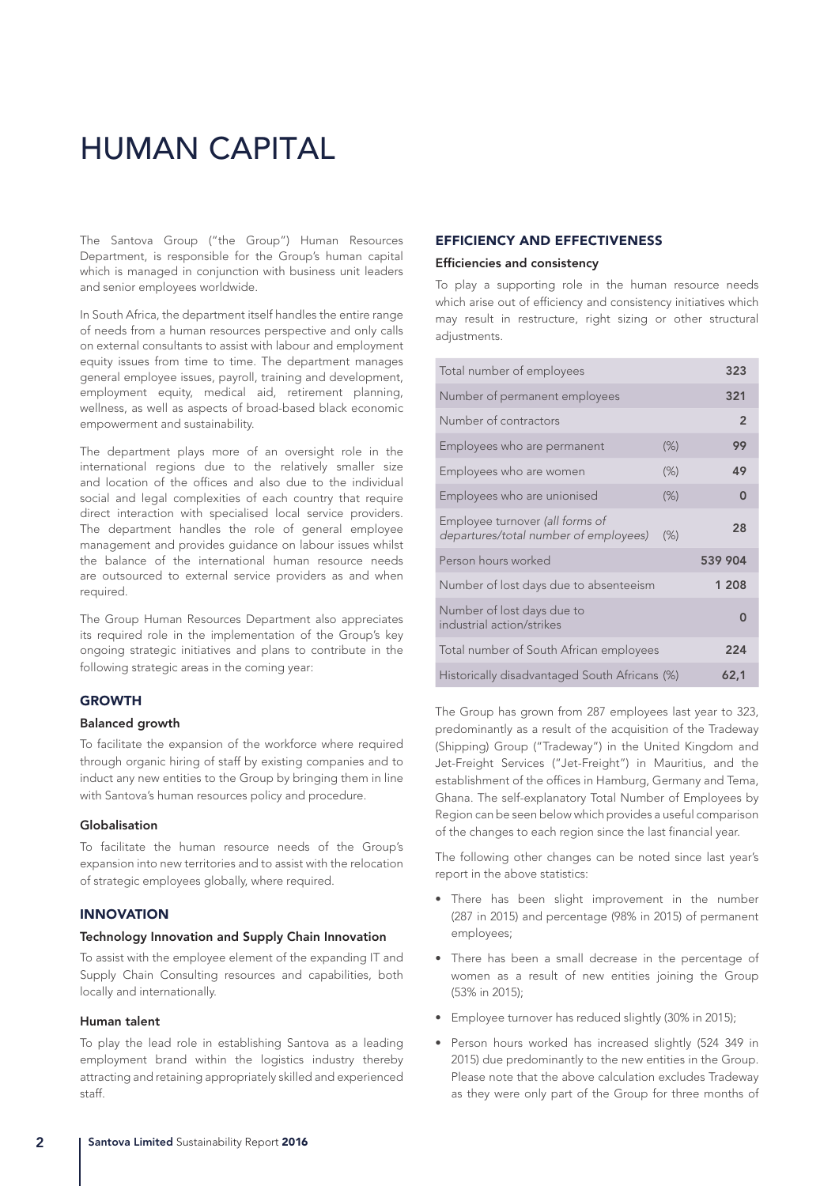# HUMAN CAPITAL

The Santova Group ("the Group") Human Resources Department, is responsible for the Group's human capital which is managed in conjunction with business unit leaders and senior employees worldwide.

In South Africa, the department itself handles the entire range of needs from a human resources perspective and only calls on external consultants to assist with labour and employment equity issues from time to time. The department manages general employee issues, payroll, training and development, employment equity, medical aid, retirement planning, wellness, as well as aspects of broad-based black economic empowerment and sustainability.

The department plays more of an oversight role in the international regions due to the relatively smaller size and location of the offices and also due to the individual social and legal complexities of each country that require direct interaction with specialised local service providers. The department handles the role of general employee management and provides guidance on labour issues whilst the balance of the international human resource needs are outsourced to external service providers as and when required.

The Group Human Resources Department also appreciates its required role in the implementation of the Group's key ongoing strategic initiatives and plans to contribute in the following strategic areas in the coming year:

## GROWTH

### Balanced growth

To facilitate the expansion of the workforce where required through organic hiring of staff by existing companies and to induct any new entities to the Group by bringing them in line with Santova's human resources policy and procedure.

### Globalisation

To facilitate the human resource needs of the Group's expansion into new territories and to assist with the relocation of strategic employees globally, where required.

## INNOVATION

### Technology Innovation and Supply Chain Innovation

To assist with the employee element of the expanding IT and Supply Chain Consulting resources and capabilities, both locally and internationally.

### Human talent

To play the lead role in establishing Santova as a leading employment brand within the logistics industry thereby attracting and retaining appropriately skilled and experienced staff.

## EFFICIENCY AND EFFECTIVENESS

### Efficiencies and consistency

To play a supporting role in the human resource needs which arise out of efficiency and consistency initiatives which may result in restructure, right sizing or other structural adjustments.

| | | |
|---|---|---|
| Total number of employees | | **323** |
| Number of permanent employees | | **321** |
| Number of contractors | | **2** |
| Employees who are permanent | (%) | **99** |
| Employees who are women | (%) | **49** |
| Employees who are unionised | (%) | **0** |
| Employee turnover *(all forms of departures/total number of employees)* | (%) | **28** |
| Person hours worked | | **539 904** |
| Number of lost days due to absenteeism | | **1 208** |
| Number of lost days due to industrial action/strikes | | **0** |
| Total number of South African employees | | **224** |
| Historically disadvantaged South Africans (%) | | **62,1** |

The Group has grown from 287 employees last year to 323, predominantly as a result of the acquisition of the Tradeway (Shipping) Group ("Tradeway") in the United Kingdom and Jet-Freight Services ("Jet-Freight") in Mauritius, and the establishment of the offices in Hamburg, Germany and Tema, Ghana. The self-explanatory Total Number of Employees by Region can be seen below which provides a useful comparison of the changes to each region since the last financial year.

The following other changes can be noted since last year's report in the above statistics:

- There has been slight improvement in the number (287 in 2015) and percentage (98% in 2015) of permanent employees;
- There has been a small decrease in the percentage of women as a result of new entities joining the Group (53% in 2015);
- Employee turnover has reduced slightly (30% in 2015);
- Person hours worked has increased slightly (524 349 in 2015) due predominantly to the new entities in the Group. Please note that the above calculation excludes Tradeway as they were only part of the Group for three months of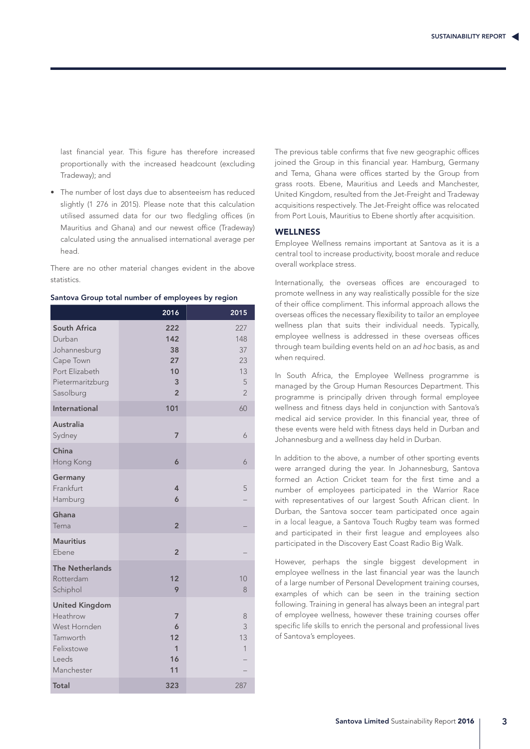last financial year. This figure has therefore increased proportionally with the increased headcount (excluding Tradeway); and

- The number of lost days due to absenteeism has reduced slightly (1 276 in 2015). Please note that this calculation utilised assumed data for our two fledgling offices (in Mauritius and Ghana) and our newest office (Tradeway) calculated using the annualised international average per head.

There are no other material changes evident in the above statistics.

**Santova Group total number of employees by region**

| | 2016 | 2015 |
|---|---|---|
| **South Africa** | **222** | 227 |
| Durban | 142 | 148 |
| Johannesburg | 38 | 37 |
| Cape Town | 27 | 23 |
| Port Elizabeth | 10 | 13 |
| Pietermaritzburg | 3 | 5 |
| Sasolburg | 2 | 2 |
| **International** | **101** | 60 |
| **Australia** | | |
| Sydney | 7 | 6 |
| **China** | | |
| Hong Kong | 6 | 6 |
| **Germany** | | |
| Frankfurt | 4 | 5 |
| Hamburg | 6 | – |
| **Ghana** | | |
| Tema | 2 | – |
| **Mauritius** | | |
| Ebene | 2 | – |
| **The Netherlands** | | |
| Rotterdam | 12 | 10 |
| Schiphol | 9 | 8 |
| **United Kingdom** | | |
| Heathrow | 7 | 8 |
| West Hornden | 6 | 3 |
| Tamworth | 12 | 13 |
| Felixstowe | 1 | 1 |
| Leeds | 16 | – |
| Manchester | 11 | – |
| **Total** | **323** | 287 |

The previous table confirms that five new geographic offices joined the Group in this financial year. Hamburg, Germany and Tema, Ghana were offices started by the Group from grass roots. Ebene, Mauritius and Leeds and Manchester, United Kingdom, resulted from the Jet-Freight and Tradeway acquisitions respectively. The Jet-Freight office was relocated from Port Louis, Mauritius to Ebene shortly after acquisition.

## WELLNESS

Employee Wellness remains important at Santova as it is a central tool to increase productivity, boost morale and reduce overall workplace stress.

Internationally, the overseas offices are encouraged to promote wellness in any way realistically possible for the size of their office compliment. This informal approach allows the overseas offices the necessary flexibility to tailor an employee wellness plan that suits their individual needs. Typically, employee wellness is addressed in these overseas offices through team building events held on an *ad hoc* basis, as and when required.

In South Africa, the Employee Wellness programme is managed by the Group Human Resources Department. This programme is principally driven through formal employee wellness and fitness days held in conjunction with Santova's medical aid service provider. In this financial year, three of these events were held with fitness days held in Durban and Johannesburg and a wellness day held in Durban.

In addition to the above, a number of other sporting events were arranged during the year. In Johannesburg, Santova formed an Action Cricket team for the first time and a number of employees participated in the Warrior Race with representatives of our largest South African client. In Durban, the Santova soccer team participated once again in a local league, a Santova Touch Rugby team was formed and participated in their first league and employees also participated in the Discovery East Coast Radio Big Walk.

However, perhaps the single biggest development in employee wellness in the last financial year was the launch of a large number of Personal Development training courses, examples of which can be seen in the training section following. Training in general has always been an integral part of employee wellness, however these training courses offer specific life skills to enrich the personal and professional lives of Santova's employees.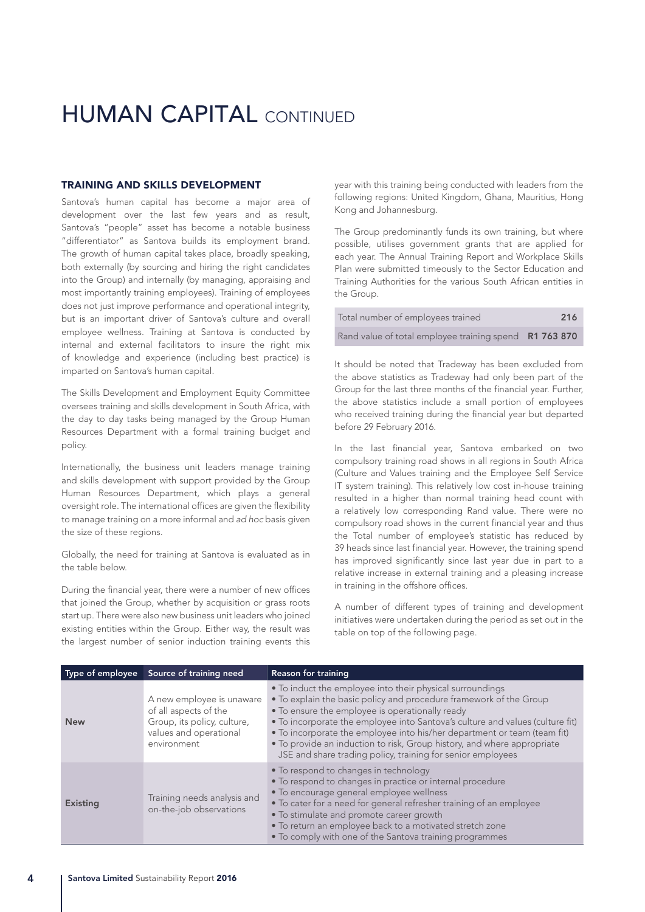# HUMAN CAPITAL CONTINUED

## TRAINING AND SKILLS DEVELOPMENT

Santova's human capital has become a major area of development over the last few years and as result, Santova's "people" asset has become a notable business "differentiator" as Santova builds its employment brand. The growth of human capital takes place, broadly speaking, both externally (by sourcing and hiring the right candidates into the Group) and internally (by managing, appraising and most importantly training employees). Training of employees does not just improve performance and operational integrity, but is an important driver of Santova's culture and overall employee wellness. Training at Santova is conducted by internal and external facilitators to insure the right mix of knowledge and experience (including best practice) is imparted on Santova's human capital.

The Skills Development and Employment Equity Committee oversees training and skills development in South Africa, with the day to day tasks being managed by the Group Human Resources Department with a formal training budget and policy.

Internationally, the business unit leaders manage training and skills development with support provided by the Group Human Resources Department, which plays a general oversight role. The international offices are given the flexibility to manage training on a more informal and *ad hoc* basis given the size of these regions.

Globally, the need for training at Santova is evaluated as in the table below.

During the financial year, there were a number of new offices that joined the Group, whether by acquisition or grass roots start up. There were also new business unit leaders who joined existing entities within the Group. Either way, the result was the largest number of senior induction training events this year with this training being conducted with leaders from the following regions: United Kingdom, Ghana, Mauritius, Hong Kong and Johannesburg.

The Group predominantly funds its own training, but where possible, utilises government grants that are applied for each year. The Annual Training Report and Workplace Skills Plan were submitted timeously to the Sector Education and Training Authorities for the various South African entities in the Group.

| | |
|---|---|
| Total number of employees trained | **216** |
| Rand value of total employee training spend | **R1 763 870** |

It should be noted that Tradeway has been excluded from the above statistics as Tradeway had only been part of the Group for the last three months of the financial year. Further, the above statistics include a small portion of employees who received training during the financial year but departed before 29 February 2016.

In the last financial year, Santova embarked on two compulsory training road shows in all regions in South Africa (Culture and Values training and the Employee Self Service IT system training). This relatively low cost in-house training resulted in a higher than normal training head count with a relatively low corresponding Rand value. There were no compulsory road shows in the current financial year and thus the Total number of employee's statistic has reduced by 39 heads since last financial year. However, the training spend has improved significantly since last year due in part to a relative increase in external training and a pleasing increase in training in the offshore offices.

A number of different types of training and development initiatives were undertaken during the period as set out in the table on top of the following page.

| Type of employee | Source of training need | Reason for training |
|---|---|---|
| **New** | A new employee is unaware of all aspects of the Group, its policy, culture, values and operational environment | • To induct the employee into their physical surroundings<br>• To explain the basic policy and procedure framework of the Group<br>• To ensure the employee is operationally ready<br>• To incorporate the employee into Santova's culture and values (culture fit)<br>• To incorporate the employee into his/her department or team (team fit)<br>• To provide an induction to risk, Group history, and where appropriate JSE and share trading policy, training for senior employees |
| **Existing** | Training needs analysis and on-the-job observations | • To respond to changes in technology<br>• To respond to changes in practice or internal procedure<br>• To encourage general employee wellness<br>• To cater for a need for general refresher training of an employee<br>• To stimulate and promote career growth<br>• To return an employee back to a motivated stretch zone<br>• To comply with one of the Santova training programmes |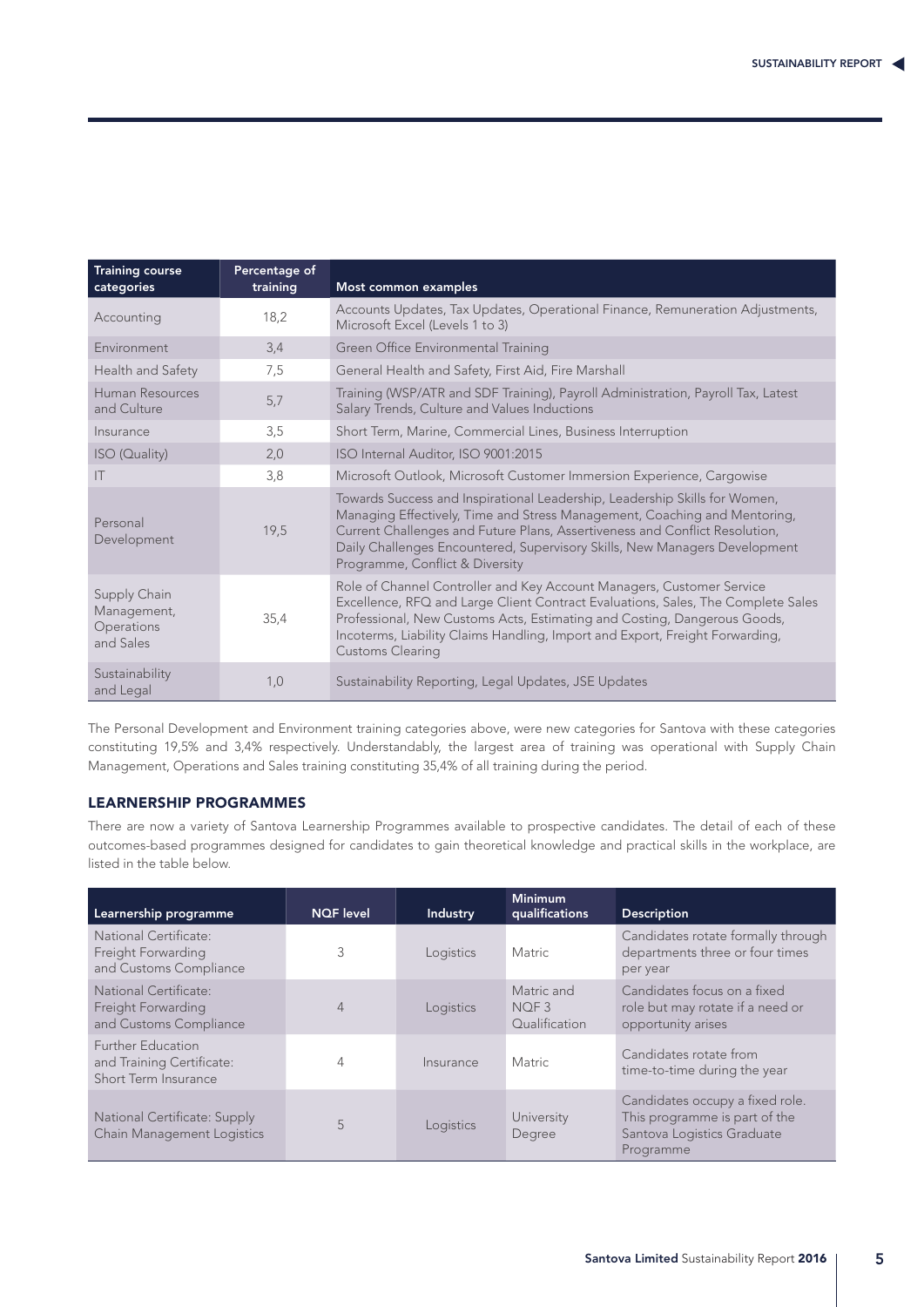| Training course categories | Percentage of training | Most common examples |
|---|---|---|
| Accounting | 18,2 | Accounts Updates, Tax Updates, Operational Finance, Remuneration Adjustments, Microsoft Excel (Levels 1 to 3) |
| Environment | 3,4 | Green Office Environmental Training |
| Health and Safety | 7,5 | General Health and Safety, First Aid, Fire Marshall |
| Human Resources and Culture | 5,7 | Training (WSP/ATR and SDF Training), Payroll Administration, Payroll Tax, Latest Salary Trends, Culture and Values Inductions |
| Insurance | 3,5 | Short Term, Marine, Commercial Lines, Business Interruption |
| ISO (Quality) | 2,0 | ISO Internal Auditor, ISO 9001:2015 |
| IT | 3,8 | Microsoft Outlook, Microsoft Customer Immersion Experience, Cargowise |
| Personal Development | 19,5 | Towards Success and Inspirational Leadership, Leadership Skills for Women, Managing Effectively, Time and Stress Management, Coaching and Mentoring, Current Challenges and Future Plans, Assertiveness and Conflict Resolution, Daily Challenges Encountered, Supervisory Skills, New Managers Development Programme, Conflict & Diversity |
| Supply Chain Management, Operations and Sales | 35,4 | Role of Channel Controller and Key Account Managers, Customer Service Excellence, RFQ and Large Client Contract Evaluations, Sales, The Complete Sales Professional, New Customs Acts, Estimating and Costing, Dangerous Goods, Incoterms, Liability Claims Handling, Import and Export, Freight Forwarding, Customs Clearing |
| Sustainability and Legal | 1,0 | Sustainability Reporting, Legal Updates, JSE Updates |

The Personal Development and Environment training categories above, were new categories for Santova with these categories constituting 19,5% and 3,4% respectively. Understandably, the largest area of training was operational with Supply Chain Management, Operations and Sales training constituting 35,4% of all training during the period.

### LEARNERSHIP PROGRAMMES

There are now a variety of Santova Learnership Programmes available to prospective candidates. The detail of each of these outcomes-based programmes designed for candidates to gain theoretical knowledge and practical skills in the workplace, are listed in the table below.

| Learnership programme | NQF level | Industry | Minimum qualifications | Description |
|---|---|---|---|---|
| National Certificate: Freight Forwarding and Customs Compliance | 3 | Logistics | Matric | Candidates rotate formally through departments three or four times per year |
| National Certificate: Freight Forwarding and Customs Compliance | 4 | Logistics | Matric and NQF 3 Qualification | Candidates focus on a fixed role but may rotate if a need or opportunity arises |
| Further Education and Training Certificate: Short Term Insurance | 4 | Insurance | Matric | Candidates rotate from time-to-time during the year |
| National Certificate: Supply Chain Management Logistics | 5 | Logistics | University Degree | Candidates occupy a fixed role. This programme is part of the Santova Logistics Graduate Programme |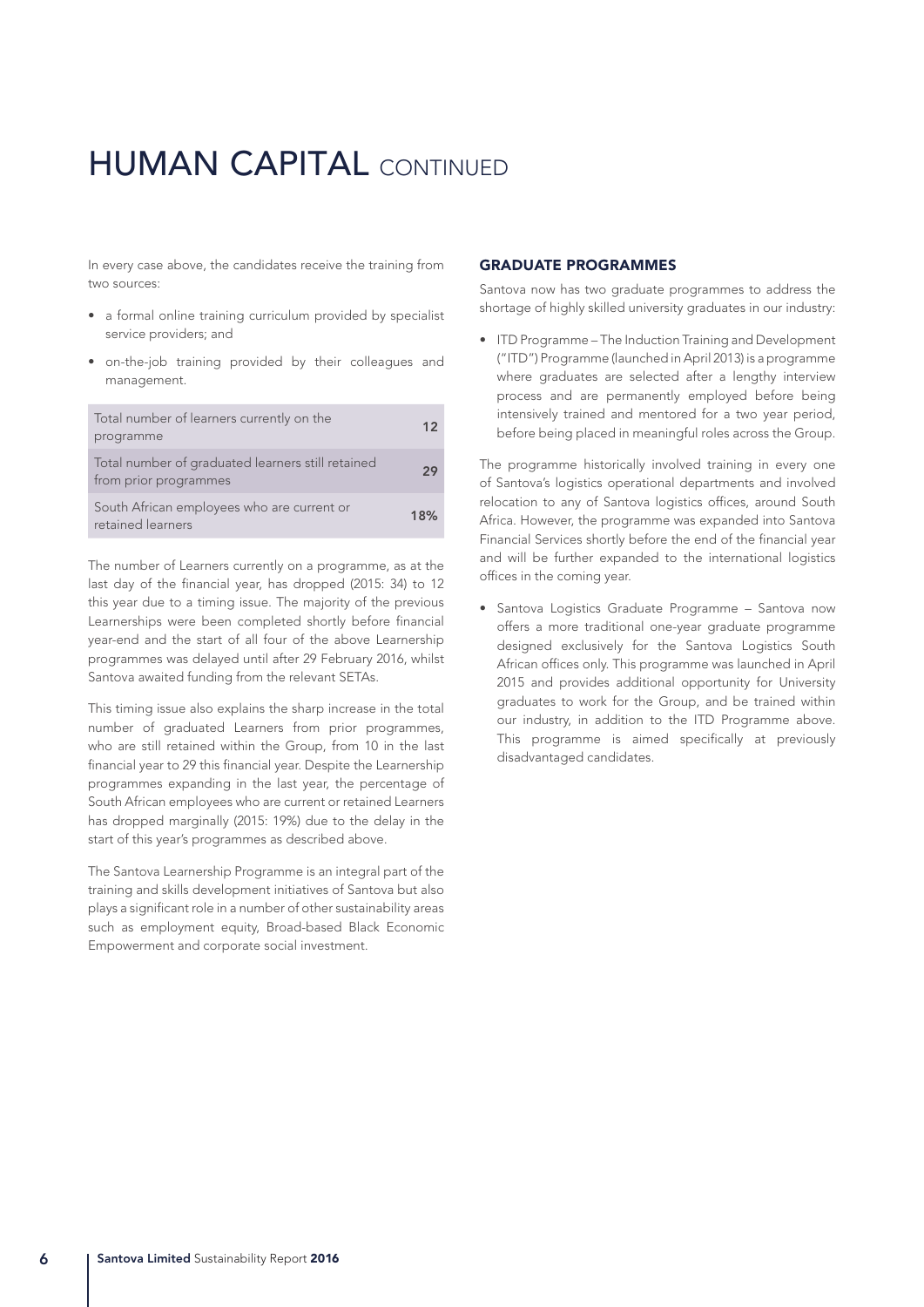# HUMAN CAPITAL CONTINUED

In every case above, the candidates receive the training from two sources:

- a formal online training curriculum provided by specialist service providers; and
- on-the-job training provided by their colleagues and management.

| | |
|---|---|
| Total number of learners currently on the programme | 12 |
| Total number of graduated learners still retained from prior programmes | 29 |
| South African employees who are current or retained learners | 18% |

The number of Learners currently on a programme, as at the last day of the financial year, has dropped (2015: 34) to 12 this year due to a timing issue. The majority of the previous Learnerships were been completed shortly before financial year-end and the start of all four of the above Learnership programmes was delayed until after 29 February 2016, whilst Santova awaited funding from the relevant SETAs.

This timing issue also explains the sharp increase in the total number of graduated Learners from prior programmes, who are still retained within the Group, from 10 in the last financial year to 29 this financial year. Despite the Learnership programmes expanding in the last year, the percentage of South African employees who are current or retained Learners has dropped marginally (2015: 19%) due to the delay in the start of this year's programmes as described above.

The Santova Learnership Programme is an integral part of the training and skills development initiatives of Santova but also plays a significant role in a number of other sustainability areas such as employment equity, Broad-based Black Economic Empowerment and corporate social investment.

## GRADUATE PROGRAMMES

Santova now has two graduate programmes to address the shortage of highly skilled university graduates in our industry:

- ITD Programme – The Induction Training and Development ("ITD") Programme (launched in April 2013) is a programme where graduates are selected after a lengthy interview process and are permanently employed before being intensively trained and mentored for a two year period, before being placed in meaningful roles across the Group.

The programme historically involved training in every one of Santova's logistics operational departments and involved relocation to any of Santova logistics offices, around South Africa. However, the programme was expanded into Santova Financial Services shortly before the end of the financial year and will be further expanded to the international logistics offices in the coming year.

- Santova Logistics Graduate Programme – Santova now offers a more traditional one-year graduate programme designed exclusively for the Santova Logistics South African offices only. This programme was launched in April 2015 and provides additional opportunity for University graduates to work for the Group, and be trained within our industry, in addition to the ITD Programme above. This programme is aimed specifically at previously disadvantaged candidates.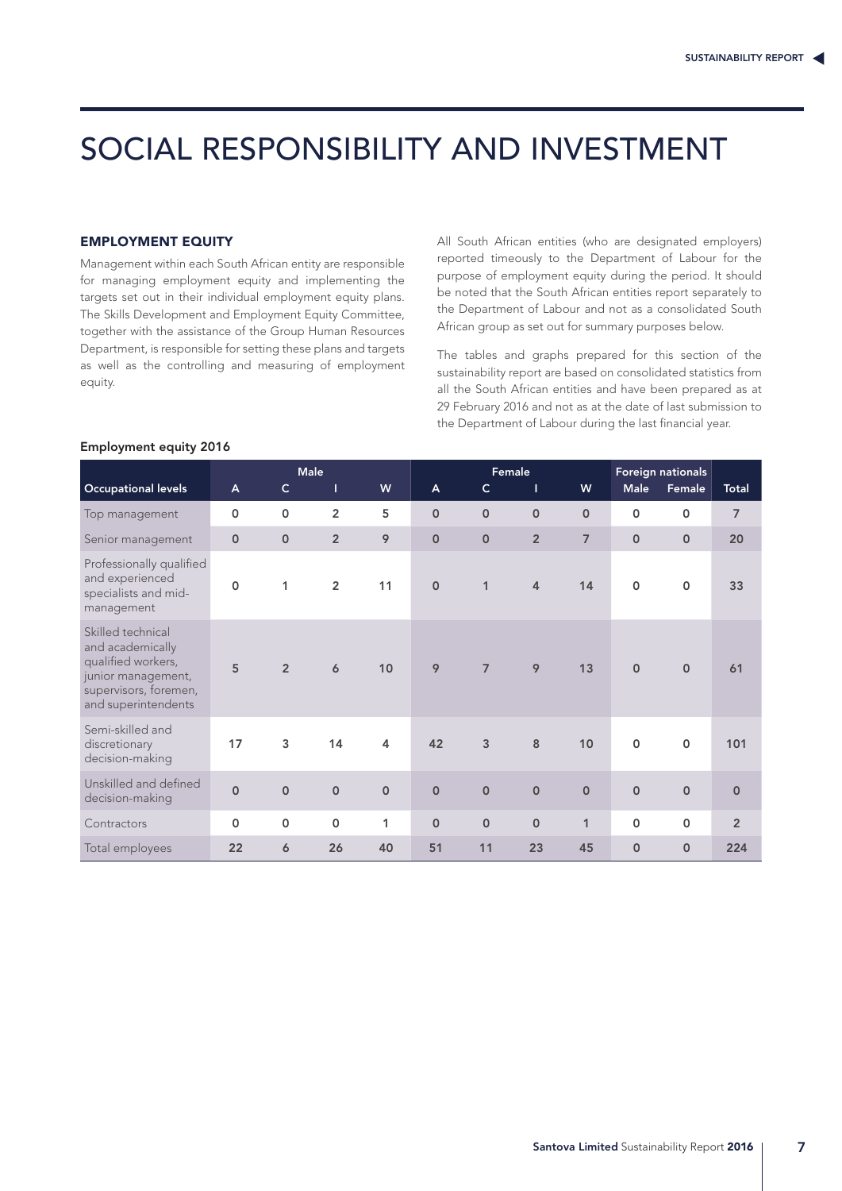# SOCIAL RESPONSIBILITY AND INVESTMENT

## EMPLOYMENT EQUITY

Management within each South African entity are responsible for managing employment equity and implementing the targets set out in their individual employment equity plans. The Skills Development and Employment Equity Committee, together with the assistance of the Group Human Resources Department, is responsible for setting these plans and targets as well as the controlling and measuring of employment equity.

All South African entities (who are designated employers) reported timeously to the Department of Labour for the purpose of employment equity during the period. It should be noted that the South African entities report separately to the Department of Labour and not as a consolidated South African group as set out for summary purposes below.

The tables and graphs prepared for this section of the sustainability report are based on consolidated statistics from all the South African entities and have been prepared as at 29 February 2016 and not as at the date of last submission to the Department of Labour during the last financial year.

**Employment equity 2016**

| | Male | | | | Female | | | | Foreign nationals | | |
|---|---|---|---|---|---|---|---|---|---|---|---|
| Occupational levels | A | C | I | W | A | C | I | W | Male | Female | Total |
| Top management | 0 | 0 | 2 | 5 | 0 | 0 | 0 | 0 | 0 | 0 | 7 |
| Senior management | 0 | 0 | 2 | 9 | 0 | 0 | 2 | 7 | 0 | 0 | 20 |
| Professionally qualified and experienced specialists and mid-management | 0 | 1 | 2 | 11 | 0 | 1 | 4 | 14 | 0 | 0 | 33 |
| Skilled technical and academically qualified workers, junior management, supervisors, foremen, and superintendents | 5 | 2 | 6 | 10 | 9 | 7 | 9 | 13 | 0 | 0 | 61 |
| Semi-skilled and discretionary decision-making | 17 | 3 | 14 | 4 | 42 | 3 | 8 | 10 | 0 | 0 | 101 |
| Unskilled and defined decision-making | 0 | 0 | 0 | 0 | 0 | 0 | 0 | 0 | 0 | 0 | 0 |
| Contractors | 0 | 0 | 0 | 1 | 0 | 0 | 0 | 1 | 0 | 0 | 2 |
| Total employees | 22 | 6 | 26 | 40 | 51 | 11 | 23 | 45 | 0 | 0 | 224 |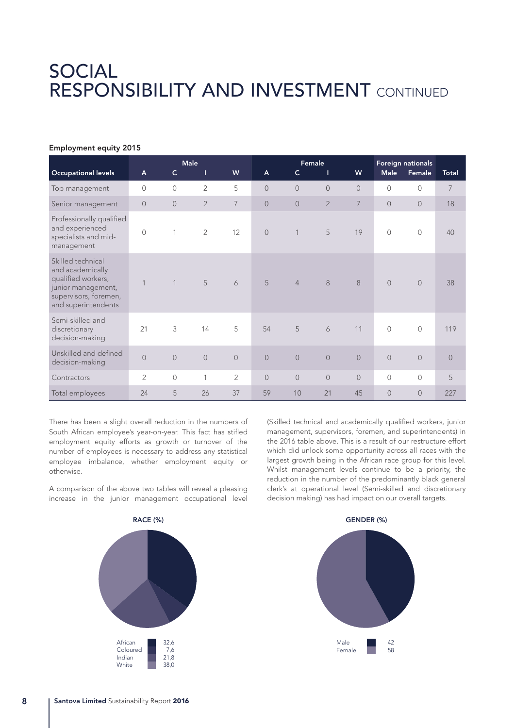# SOCIAL RESPONSIBILITY AND INVESTMENT CONTINUED

**Employment equity 2015**

| | Male | | | | Female | | | | Foreign nationals | | |
|---|---|---|---|---|---|---|---|---|---|---|---|
| Occupational levels | A | C | I | W | A | C | I | W | Male | Female | Total |
| Top management | 0 | 0 | 2 | 5 | 0 | 0 | 0 | 0 | 0 | 0 | 7 |
| Senior management | 0 | 0 | 2 | 7 | 0 | 0 | 2 | 7 | 0 | 0 | 18 |
| Professionally qualified and experienced specialists and mid-management | 0 | 1 | 2 | 12 | 0 | 1 | 5 | 19 | 0 | 0 | 40 |
| Skilled technical and academically qualified workers, junior management, supervisors, foremen, and superintendents | 1 | 1 | 5 | 6 | 5 | 4 | 8 | 8 | 0 | 0 | 38 |
| Semi-skilled and discretionary decision-making | 21 | 3 | 14 | 5 | 54 | 5 | 6 | 11 | 0 | 0 | 119 |
| Unskilled and defined decision-making | 0 | 0 | 0 | 0 | 0 | 0 | 0 | 0 | 0 | 0 | 0 |
| Contractors | 2 | 0 | 1 | 2 | 0 | 0 | 0 | 0 | 0 | 0 | 5 |
| Total employees | 24 | 5 | 26 | 37 | 59 | 10 | 21 | 45 | 0 | 0 | 227 |

There has been a slight overall reduction in the numbers of South African employee's year-on-year. This fact has stifled employment equity efforts as growth or turnover of the number of employees is necessary to address any statistical employee imbalance, whether employment equity or otherwise.

A comparison of the above two tables will reveal a pleasing increase in the junior management occupational level (Skilled technical and academically qualified workers, junior management, supervisors, foremen, and superintendents) in the 2016 table above. This is a result of our restructure effort which did unlock some opportunity across all races with the largest growth being in the African race group for this level. Whilst management levels continue to be a priority, the reduction in the number of the predominantly black general clerk's at operational level (Semi-skilled and discretionary decision making) has had impact on our overall targets.

**RACE (%)**

| | |
|---|---|
| African | 32,6 |
| Coloured | 7,6 |
| Indian | 21,8 |
| White | 38,0 |

**GENDER (%)**

| | |
|---|---|
| Male | 42 |
| Female | 58 |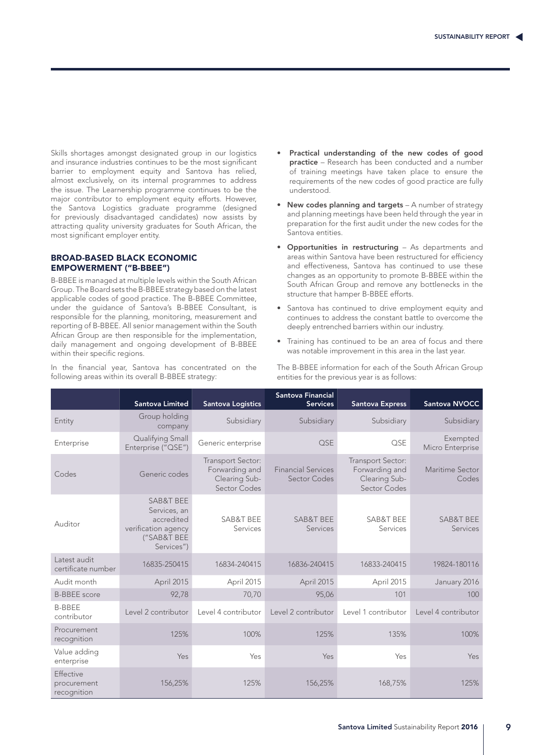Skills shortages amongst designated group in our logistics and insurance industries continues to be the most significant barrier to employment equity and Santova has relied, almost exclusively, on its internal programmes to address the issue. The Learnership programme continues to be the major contributor to employment equity efforts. However, the Santova Logistics graduate programme (designed for previously disadvantaged candidates) now assists by attracting quality university graduates for South African, the most significant employer entity.

## BROAD-BASED BLACK ECONOMIC EMPOWERMENT ("B-BBEE")

B-BBEE is managed at multiple levels within the South African Group. The Board sets the B-BBEE strategy based on the latest applicable codes of good practice. The B-BBEE Committee, under the guidance of Santova's B-BBEE Consultant, is responsible for the planning, monitoring, measurement and reporting of B-BBEE. All senior management within the South African Group are then responsible for the implementation, daily management and ongoing development of B-BBEE within their specific regions.

In the financial year, Santova has concentrated on the following areas within its overall B-BBEE strategy:

- **Practical understanding of the new codes of good practice** – Research has been conducted and a number of training meetings have taken place to ensure the requirements of the new codes of good practice are fully understood.
- **New codes planning and targets** – A number of strategy and planning meetings have been held through the year in preparation for the first audit under the new codes for the Santova entities.
- **Opportunities in restructuring** – As departments and areas within Santova have been restructured for efficiency and effectiveness, Santova has continued to use these changes as an opportunity to promote B-BBEE within the South African Group and remove any bottlenecks in the structure that hamper B-BBEE efforts.
- Santova has continued to drive employment equity and continues to address the constant battle to overcome the deeply entrenched barriers within our industry.
- Training has continued to be an area of focus and there was notable improvement in this area in the last year.

The B-BBEE information for each of the South African Group entities for the previous year is as follows:

| | Santova Limited | Santova Logistics | Santova Financial Services | Santova Express | Santova NVOCC |
|---|---|---|---|---|---|
| Entity | Group holding company | Subsidiary | Subsidiary | Subsidiary | Subsidiary |
| Enterprise | Qualifying Small Enterprise ("QSE") | Generic enterprise | QSE | QSE | Exempted Micro Enterprise |
| Codes | Generic codes | Transport Sector: Forwarding and Clearing Sub-Sector Codes | Financial Services Sector Codes | Transport Sector: Forwarding and Clearing Sub-Sector Codes | Maritime Sector Codes |
| Auditor | SAB&T BEE Services, an accredited verification agency ("SAB&T BEE Services") | SAB&T BEE Services | SAB&T BEE Services | SAB&T BEE Services | SAB&T BEE Services |
| Latest audit certificate number | 16835-250415 | 16834-240415 | 16836-240415 | 16833-240415 | 19824-180116 |
| Audit month | April 2015 | April 2015 | April 2015 | April 2015 | January 2016 |
| B-BBEE score | 92,78 | 70,70 | 95,06 | 101 | 100 |
| B-BBEE contributor | Level 2 contributor | Level 4 contributor | Level 2 contributor | Level 1 contributor | Level 4 contributor |
| Procurement recognition | 125% | 100% | 125% | 135% | 100% |
| Value adding enterprise | Yes | Yes | Yes | Yes | Yes |
| Effective procurement recognition | 156,25% | 125% | 156,25% | 168,75% | 125% |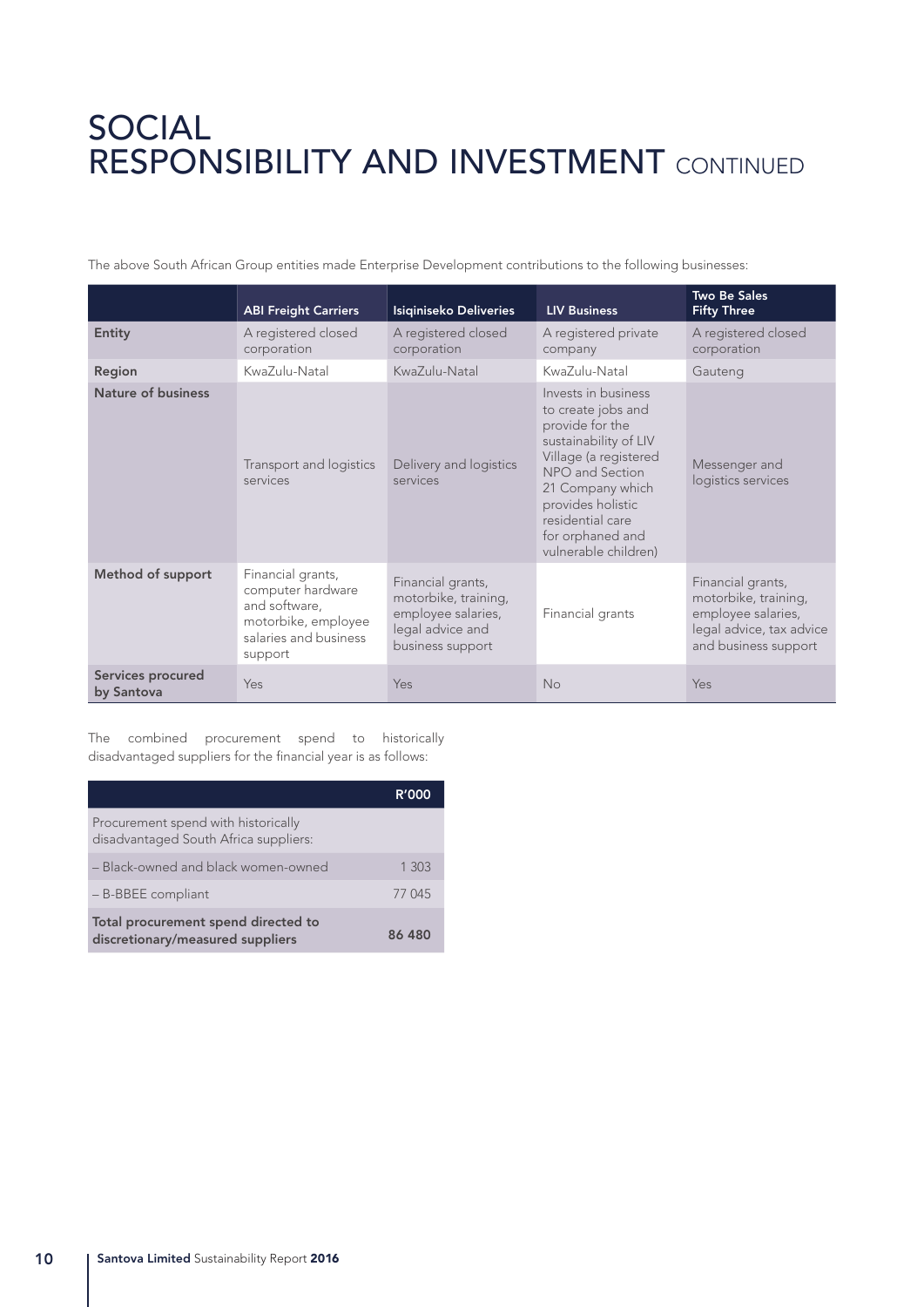# SOCIAL RESPONSIBILITY AND INVESTMENT CONTINUED

The above South African Group entities made Enterprise Development contributions to the following businesses:

| | ABI Freight Carriers | Isiqiniseko Deliveries | LIV Business | Two Be Sales Fifty Three |
|---|---|---|---|---|
| **Entity** | A registered closed corporation | A registered closed corporation | A registered private company | A registered closed corporation |
| **Region** | KwaZulu-Natal | KwaZulu-Natal | KwaZulu-Natal | Gauteng |
| **Nature of business** | Transport and logistics services | Delivery and logistics services | Invests in business to create jobs and provide for the sustainability of LIV Village (a registered NPO and Section 21 Company which provides holistic residential care for orphaned and vulnerable children) | Messenger and logistics services |
| **Method of support** | Financial grants, computer hardware and software, motorbike, employee salaries and business support | Financial grants, motorbike, training, employee salaries, legal advice and business support | Financial grants | Financial grants, motorbike, training, employee salaries, legal advice, tax advice and business support |
| **Services procured by Santova** | Yes | Yes | No | Yes |

The combined procurement spend to historically disadvantaged suppliers for the financial year is as follows:

| | R'000 |
|---|---|
| Procurement spend with historically disadvantaged South Africa suppliers: | |
| – Black-owned and black women-owned | 1 303 |
| – B-BBEE compliant | 77 045 |
| **Total procurement spend directed to discretionary/measured suppliers** | **86 480** |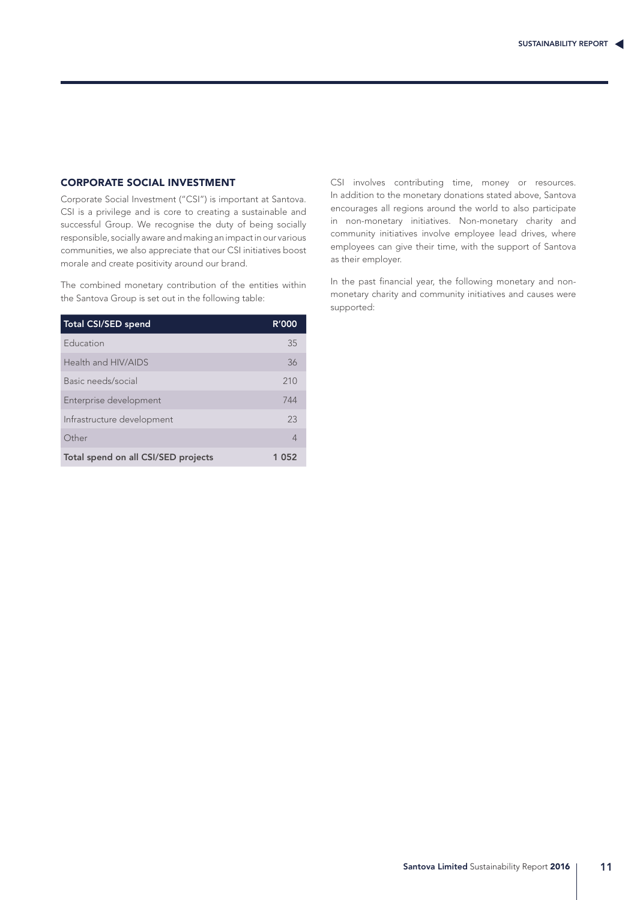## CORPORATE SOCIAL INVESTMENT

Corporate Social Investment ("CSI") is important at Santova. CSI is a privilege and is core to creating a sustainable and successful Group. We recognise the duty of being socially responsible, socially aware and making an impact in our various communities, we also appreciate that our CSI initiatives boost morale and create positivity around our brand.

The combined monetary contribution of the entities within the Santova Group is set out in the following table:

| Total CSI/SED spend | R'000 |
|---|---|
| Education | 35 |
| Health and HIV/AIDS | 36 |
| Basic needs/social | 210 |
| Enterprise development | 744 |
| Infrastructure development | 23 |
| Other | 4 |
| **Total spend on all CSI/SED projects** | **1 052** |

CSI involves contributing time, money or resources. In addition to the monetary donations stated above, Santova encourages all regions around the world to also participate in non-monetary initiatives. Non-monetary charity and community initiatives involve employee lead drives, where employees can give their time, with the support of Santova as their employer.

In the past financial year, the following monetary and non-monetary charity and community initiatives and causes were supported: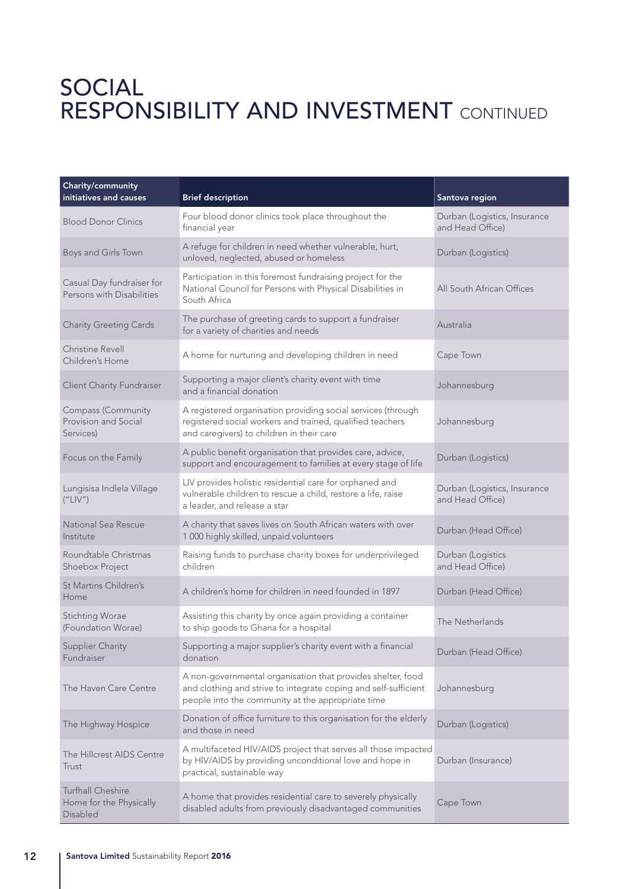# SOCIAL RESPONSIBILITY AND INVESTMENT CONTINUED

| Charity/community initiatives and causes | Brief description | Santova region |
| --- | --- | --- |
| Blood Donor Clinics | Four blood donor clinics took place throughout the financial year | Durban (Logistics, Insurance and Head Office) |
| Boys and Girls Town | A refuge for children in need whether vulnerable, hurt, unloved, neglected, abused or homeless | Durban (Logistics) |
| Casual Day fundraiser for Persons with Disabilities | Participation in this foremost fundraising project for the National Council for Persons with Physical Disabilities in South Africa | All South African Offices |
| Charity Greeting Cards | The purchase of greeting cards to support a fundraiser for a variety of charities and needs | Australia |
| Christine Revell Children's Home | A home for nurturing and developing children in need | Cape Town |
| Client Charity Fundraiser | Supporting a major client's charity event with time and a financial donation | Johannesburg |
| Compass (Community Provision and Social Services) | A registered organisation providing social services (through registered social workers and trained, qualified teachers and caregivers) to children in their care | Johannesburg |
| Focus on the Family | A public benefit organisation that provides care, advice, support and encouragement to families at every stage of life | Durban (Logistics) |
| Lungisisa Indlela Village ("LIV") | LIV provides holistic residential care for orphaned and vulnerable children to rescue a child, restore a life, raise a leader, and release a star | Durban (Logistics, Insurance and Head Office) |
| National Sea Rescue Institute | A charity that saves lives on South African waters with over 1 000 highly skilled, unpaid volunteers | Durban (Head Office) |
| Roundtable Christmas Shoebox Project | Raising funds to purchase charity boxes for underprivileged children | Durban (Logistics and Head Office) |
| St Martins Children's Home | A children's home for children in need founded in 1897 | Durban (Head Office) |
| Stichting Worae (Foundation Worae) | Assisting this charity by once again providing a container to ship goods to Ghana for a hospital | The Netherlands |
| Supplier Charity Fundraiser | Supporting a major supplier's charity event with a financial donation | Durban (Head Office) |
| The Haven Care Centre | A non-governmental organisation that provides shelter, food and clothing and strive to integrate coping and self-sufficient people into the community at the appropriate time | Johannesburg |
| The Highway Hospice | Donation of office furniture to this organisation for the elderly and those in need | Durban (Logistics) |
| The Hillcrest AIDS Centre Trust | A multifaceted HIV/AIDS project that serves all those impacted by HIV/AIDS by providing unconditional love and hope in practical, sustainable way | Durban (Insurance) |
| Turfhall Cheshire Home for the Physically Disabled | A home that provides residential care to severely physically disabled adults from previously disadvantaged communities | Cape Town |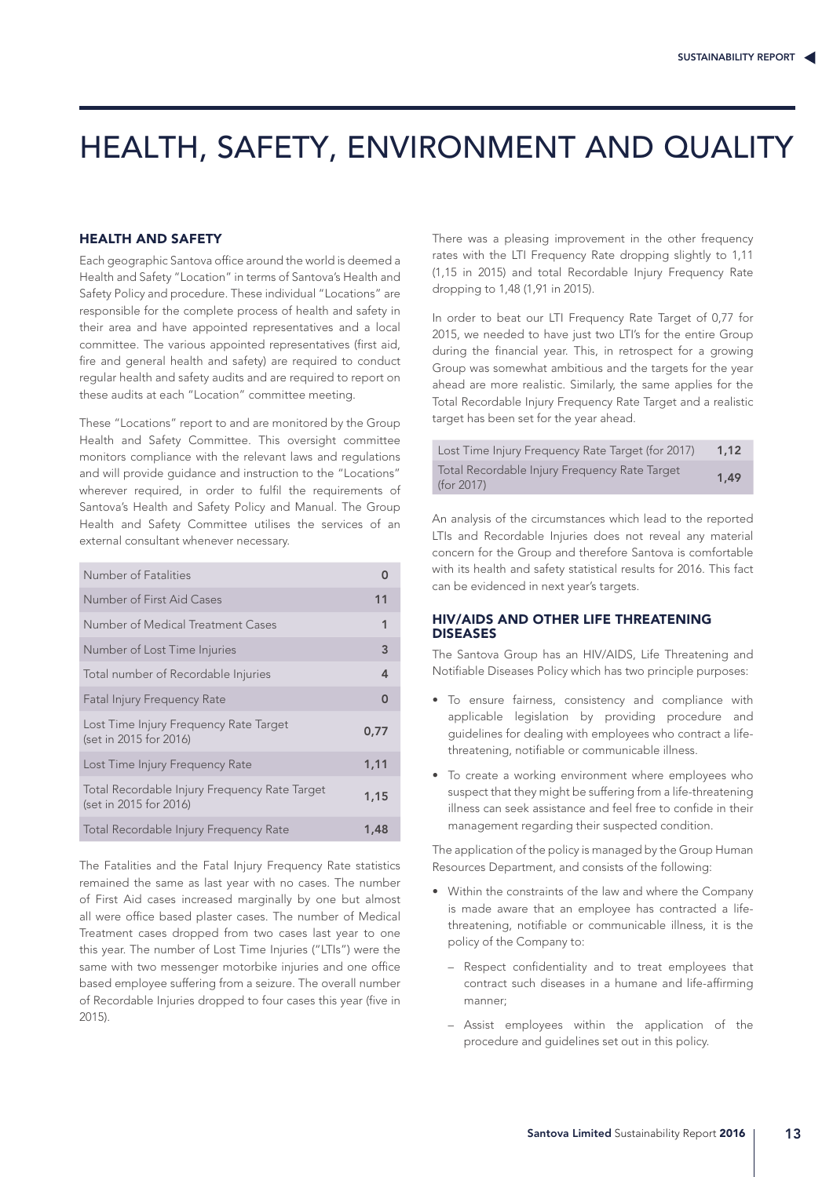# HEALTH, SAFETY, ENVIRONMENT AND QUALITY

## HEALTH AND SAFETY

Each geographic Santova office around the world is deemed a Health and Safety "Location" in terms of Santova's Health and Safety Policy and procedure. These individual "Locations" are responsible for the complete process of health and safety in their area and have appointed representatives and a local committee. The various appointed representatives (first aid, fire and general health and safety) are required to conduct regular health and safety audits and are required to report on these audits at each "Location" committee meeting.

These "Locations" report to and are monitored by the Group Health and Safety Committee. This oversight committee monitors compliance with the relevant laws and regulations and will provide guidance and instruction to the "Locations" wherever required, in order to fulfil the requirements of Santova's Health and Safety Policy and Manual. The Group Health and Safety Committee utilises the services of an external consultant whenever necessary.

| | |
|---|---|
| Number of Fatalities | 0 |
| Number of First Aid Cases | 11 |
| Number of Medical Treatment Cases | 1 |
| Number of Lost Time Injuries | 3 |
| Total number of Recordable Injuries | 4 |
| Fatal Injury Frequency Rate | 0 |
| Lost Time Injury Frequency Rate Target (set in 2015 for 2016) | 0,77 |
| Lost Time Injury Frequency Rate | 1,11 |
| Total Recordable Injury Frequency Rate Target (set in 2015 for 2016) | 1,15 |
| Total Recordable Injury Frequency Rate | 1,48 |

The Fatalities and the Fatal Injury Frequency Rate statistics remained the same as last year with no cases. The number of First Aid cases increased marginally by one but almost all were office based plaster cases. The number of Medical Treatment cases dropped from two cases last year to one this year. The number of Lost Time Injuries ("LTIs") were the same with two messenger motorbike injuries and one office based employee suffering from a seizure. The overall number of Recordable Injuries dropped to four cases this year (five in 2015).

There was a pleasing improvement in the other frequency rates with the LTI Frequency Rate dropping slightly to 1,11 (1,15 in 2015) and total Recordable Injury Frequency Rate dropping to 1,48 (1,91 in 2015).

In order to beat our LTI Frequency Rate Target of 0,77 for 2015, we needed to have just two LTI's for the entire Group during the financial year. This, in retrospect for a growing Group was somewhat ambitious and the targets for the year ahead are more realistic. Similarly, the same applies for the Total Recordable Injury Frequency Rate Target and a realistic target has been set for the year ahead.

| | |
|---|---|
| Lost Time Injury Frequency Rate Target (for 2017) | 1,12 |
| Total Recordable Injury Frequency Rate Target (for 2017) | 1,49 |

An analysis of the circumstances which lead to the reported LTIs and Recordable Injuries does not reveal any material concern for the Group and therefore Santova is comfortable with its health and safety statistical results for 2016. This fact can be evidenced in next year's targets.

## HIV/AIDS AND OTHER LIFE THREATENING DISEASES

The Santova Group has an HIV/AIDS, Life Threatening and Notifiable Diseases Policy which has two principle purposes:

- To ensure fairness, consistency and compliance with applicable legislation by providing procedure and guidelines for dealing with employees who contract a life-threatening, notifiable or communicable illness.
- To create a working environment where employees who suspect that they might be suffering from a life-threatening illness can seek assistance and feel free to confide in their management regarding their suspected condition.

The application of the policy is managed by the Group Human Resources Department, and consists of the following:

- Within the constraints of the law and where the Company is made aware that an employee has contracted a life-threatening, notifiable or communicable illness, it is the policy of the Company to:
  - Respect confidentiality and to treat employees that contract such diseases in a humane and life-affirming manner;
  - Assist employees within the application of the procedure and guidelines set out in this policy.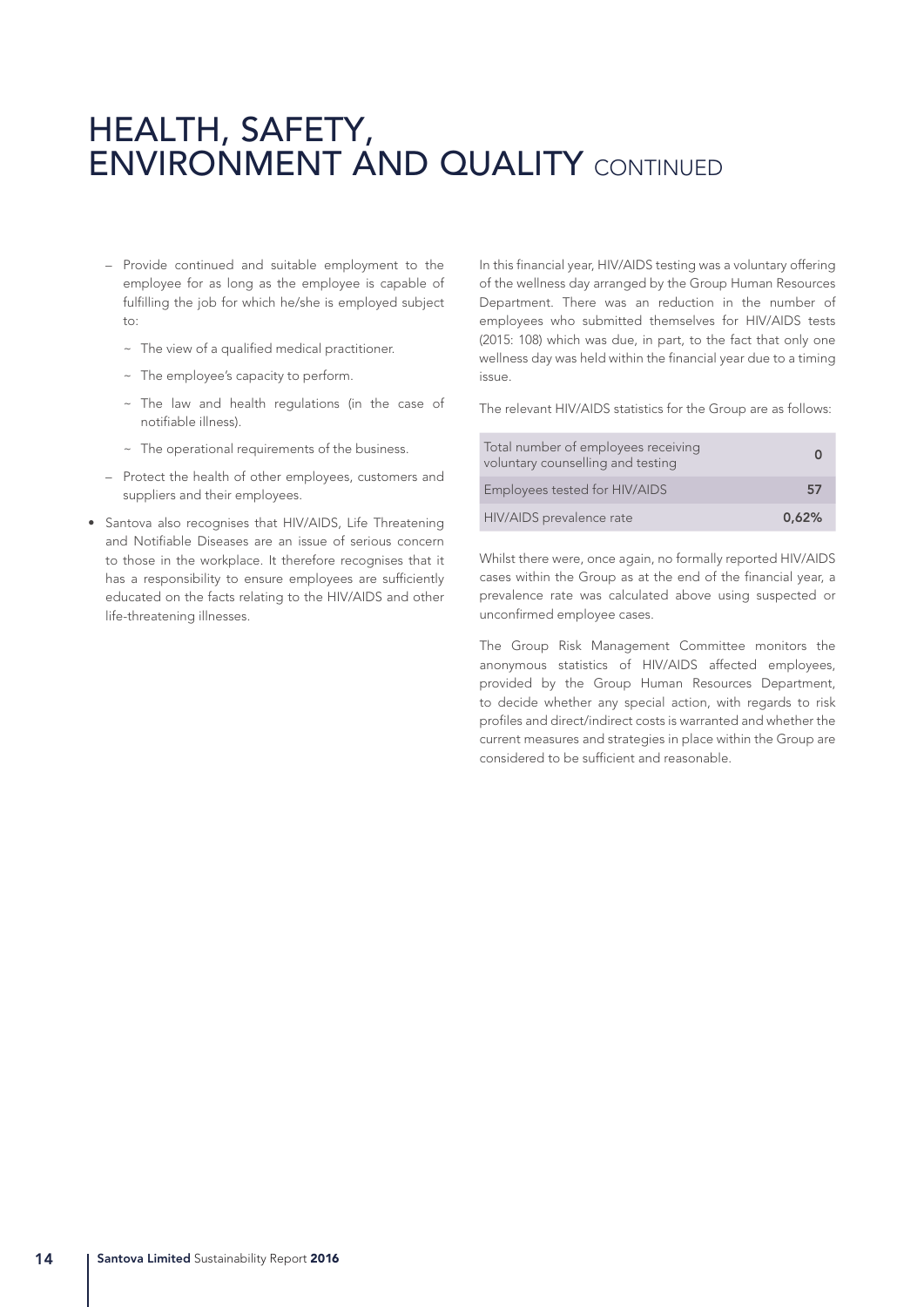# HEALTH, SAFETY, ENVIRONMENT AND QUALITY CONTINUED

- Provide continued and suitable employment to the employee for as long as the employee is capable of fulfilling the job for which he/she is employed subject to:
  - The view of a qualified medical practitioner.
  - The employee's capacity to perform.
  - The law and health regulations (in the case of notifiable illness).
  - The operational requirements of the business.
- Protect the health of other employees, customers and suppliers and their employees.

- Santova also recognises that HIV/AIDS, Life Threatening and Notifiable Diseases are an issue of serious concern to those in the workplace. It therefore recognises that it has a responsibility to ensure employees are sufficiently educated on the facts relating to the HIV/AIDS and other life-threatening illnesses.

In this financial year, HIV/AIDS testing was a voluntary offering of the wellness day arranged by the Group Human Resources Department. There was an reduction in the number of employees who submitted themselves for HIV/AIDS tests (2015: 108) which was due, in part, to the fact that only one wellness day was held within the financial year due to a timing issue.

The relevant HIV/AIDS statistics for the Group are as follows:

| | |
|---|---|
| Total number of employees receiving voluntary counselling and testing | **0** |
| Employees tested for HIV/AIDS | **57** |
| HIV/AIDS prevalence rate | **0,62%** |

Whilst there were, once again, no formally reported HIV/AIDS cases within the Group as at the end of the financial year, a prevalence rate was calculated above using suspected or unconfirmed employee cases.

The Group Risk Management Committee monitors the anonymous statistics of HIV/AIDS affected employees, provided by the Group Human Resources Department, to decide whether any special action, with regards to risk profiles and direct/indirect costs is warranted and whether the current measures and strategies in place within the Group are considered to be sufficient and reasonable.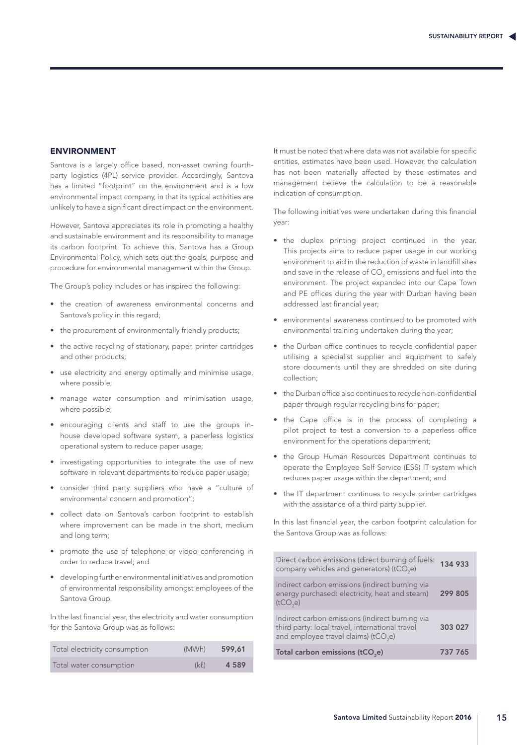## ENVIRONMENT

Santova is a largely office based, non-asset owning fourth-party logistics (4PL) service provider. Accordingly, Santova has a limited "footprint" on the environment and is a low environmental impact company, in that its typical activities are unlikely to have a significant direct impact on the environment.

However, Santova appreciates its role in promoting a healthy and sustainable environment and its responsibility to manage its carbon footprint. To achieve this, Santova has a Group Environmental Policy, which sets out the goals, purpose and procedure for environmental management within the Group.

The Group's policy includes or has inspired the following:

- the creation of awareness environmental concerns and Santova's policy in this regard;
- the procurement of environmentally friendly products;
- the active recycling of stationary, paper, printer cartridges and other products;
- use electricity and energy optimally and minimise usage, where possible;
- manage water consumption and minimisation usage, where possible;
- encouraging clients and staff to use the groups in-house developed software system, a paperless logistics operational system to reduce paper usage;
- investigating opportunities to integrate the use of new software in relevant departments to reduce paper usage;
- consider third party suppliers who have a "culture of environmental concern and promotion";
- collect data on Santova's carbon footprint to establish where improvement can be made in the short, medium and long term;
- promote the use of telephone or video conferencing in order to reduce travel; and
- developing further environmental initiatives and promotion of environmental responsibility amongst employees of the Santova Group.

In the last financial year, the electricity and water consumption for the Santova Group was as follows:

| | | |
|---|---|---|
| Total electricity consumption | (MWh) | **599,61** |
| Total water consumption | (kℓ) | **4 589** |

It must be noted that where data was not available for specific entities, estimates have been used. However, the calculation has not been materially affected by these estimates and management believe the calculation to be a reasonable indication of consumption.

The following initiatives were undertaken during this financial year:

- the duplex printing project continued in the year. This projects aims to reduce paper usage in our working environment to aid in the reduction of waste in landfill sites and save in the release of $CO_2$ emissions and fuel into the environment. The project expanded into our Cape Town and PE offices during the year with Durban having been addressed last financial year;
- environmental awareness continued to be promoted with environmental training undertaken during the year;
- the Durban office continues to recycle confidential paper utilising a specialist supplier and equipment to safely store documents until they are shredded on site during collection;
- the Durban office also continues to recycle non-confidential paper through regular recycling bins for paper;
- the Cape office is in the process of completing a pilot project to test a conversion to a paperless office environment for the operations department;
- the Group Human Resources Department continues to operate the Employee Self Service (ESS) IT system which reduces paper usage within the department; and
- the IT department continues to recycle printer cartridges with the assistance of a third party supplier.

In this last financial year, the carbon footprint calculation for the Santova Group was as follows:

| | |
|---|---|
| Direct carbon emissions (direct burning of fuels: company vehicles and generators) ($tCO_2e$) | **134 933** |
| Indirect carbon emissions (indirect burning via energy purchased: electricity, heat and steam) ($tCO_2e$) | **299 805** |
| Indirect carbon emissions (indirect burning via third party: local travel, international travel and employee travel claims) ($tCO_2e$) | **303 027** |
| **Total carbon emissions ($tCO_2e$)** | **737 765** |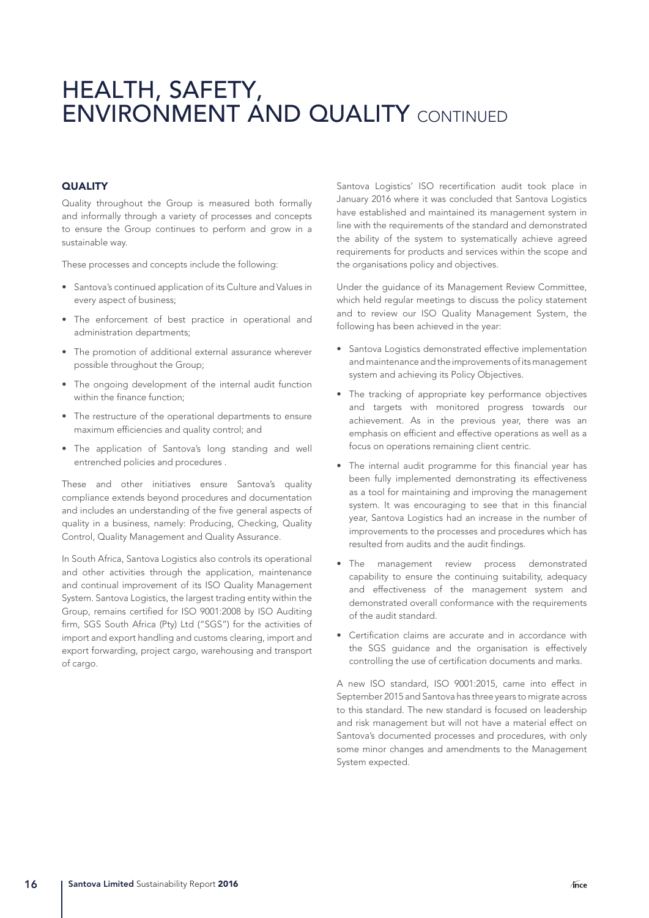# HEALTH, SAFETY, ENVIRONMENT AND QUALITY CONTINUED

### QUALITY

Quality throughout the Group is measured both formally and informally through a variety of processes and concepts to ensure the Group continues to perform and grow in a sustainable way.

These processes and concepts include the following:

- Santova's continued application of its Culture and Values in every aspect of business;
- The enforcement of best practice in operational and administration departments;
- The promotion of additional external assurance wherever possible throughout the Group;
- The ongoing development of the internal audit function within the finance function;
- The restructure of the operational departments to ensure maximum efficiencies and quality control; and
- The application of Santova's long standing and well entrenched policies and procedures .

These and other initiatives ensure Santova's quality compliance extends beyond procedures and documentation and includes an understanding of the five general aspects of quality in a business, namely: Producing, Checking, Quality Control, Quality Management and Quality Assurance.

In South Africa, Santova Logistics also controls its operational and other activities through the application, maintenance and continual improvement of its ISO Quality Management System. Santova Logistics, the largest trading entity within the Group, remains certified for ISO 9001:2008 by ISO Auditing firm, SGS South Africa (Pty) Ltd ("SGS") for the activities of import and export handling and customs clearing, import and export forwarding, project cargo, warehousing and transport of cargo.

Santova Logistics' ISO recertification audit took place in January 2016 where it was concluded that Santova Logistics have established and maintained its management system in line with the requirements of the standard and demonstrated the ability of the system to systematically achieve agreed requirements for products and services within the scope and the organisations policy and objectives.

Under the guidance of its Management Review Committee, which held regular meetings to discuss the policy statement and to review our ISO Quality Management System, the following has been achieved in the year:

- Santova Logistics demonstrated effective implementation and maintenance and the improvements of its management system and achieving its Policy Objectives.
- The tracking of appropriate key performance objectives and targets with monitored progress towards our achievement. As in the previous year, there was an emphasis on efficient and effective operations as well as a focus on operations remaining client centric.
- The internal audit programme for this financial year has been fully implemented demonstrating its effectiveness as a tool for maintaining and improving the management system. It was encouraging to see that in this financial year, Santova Logistics had an increase in the number of improvements to the processes and procedures which has resulted from audits and the audit findings.
- The management review process demonstrated capability to ensure the continuing suitability, adequacy and effectiveness of the management system and demonstrated overall conformance with the requirements of the audit standard.
- Certification claims are accurate and in accordance with the SGS guidance and the organisation is effectively controlling the use of certification documents and marks.

A new ISO standard, ISO 9001:2015, came into effect in September 2015 and Santova has three years to migrate across to this standard. The new standard is focused on leadership and risk management but will not have a material effect on Santova's documented processes and procedures, with only some minor changes and amendments to the Management System expected.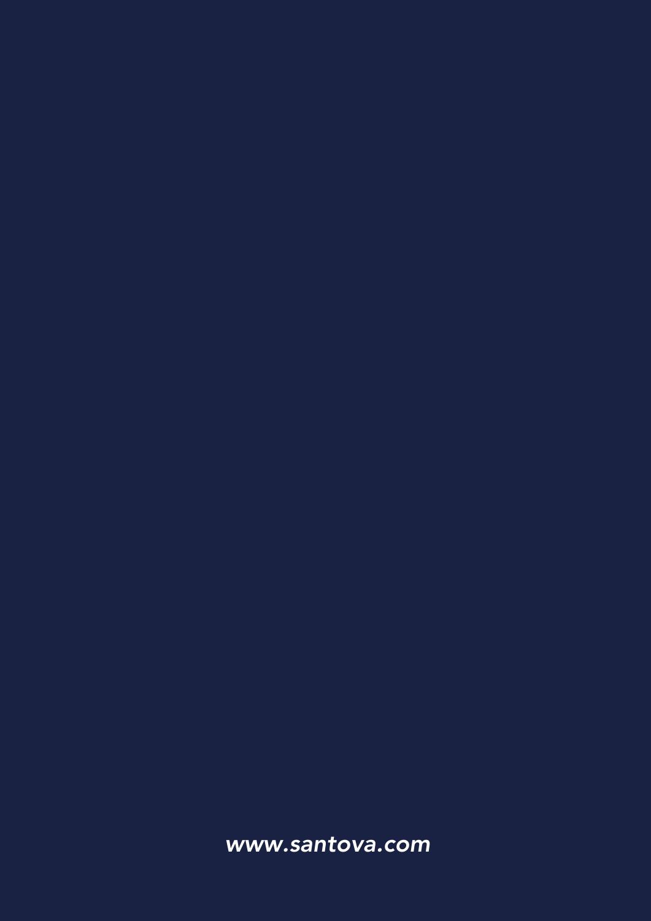*www.santova.com*